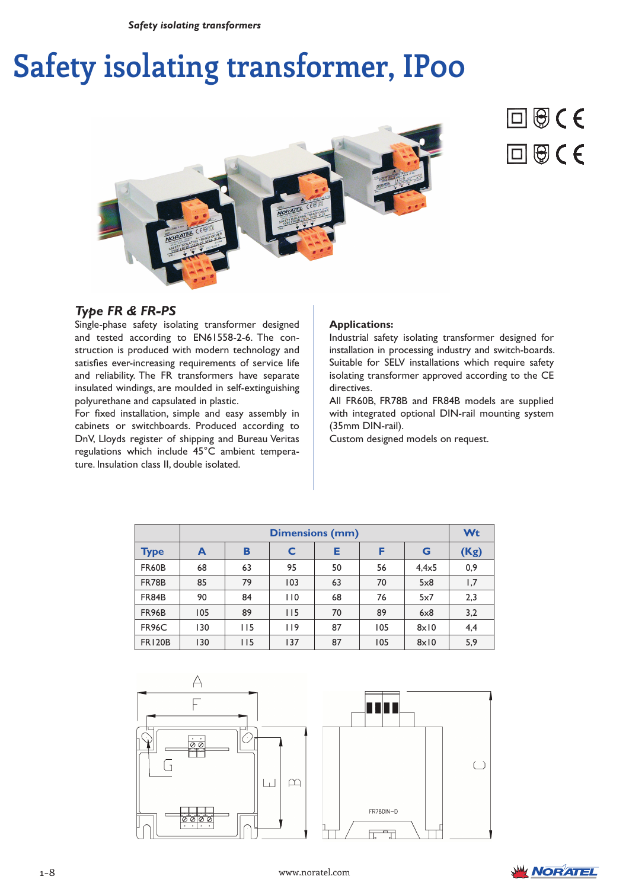# Safety isolating transformer, IP00

## Type FR & FR-PS

Single-phase safety isolating transformer designed and tested according to EN61558-2-6. The construction is produced with modern technology and satisfies ever-increasing requirements of service life and reliability. The FR transformers have separate insulated windings, are moulded in self-extinguishing polyurethane and capsulated in plastic.

For fixed installation, simple and easy assembly in cabinets or switchboards. Produced according to DnV, Lloyds register of shipping and Bureau Veritas regulations which include 45°C ambient temperature. Insulation class II, double isolated.

**Applications:**

Industrial safety isolating transformer designed for installation in processing industry and switch-boards. Suitable for SELV installations which require safety isolating transformer approved according to the CE directives.

All FR60B, FR78B and FR84B models are supplied with integrated optional DIN-rail mounting system (35mm DIN-rail).

Custom designed models on request.

| | Dimensions (mm) | | | | | | Wt |
|---|---|---|---|---|---|---|---|
| **Type** | **A** | **B** | **C** | **E** | **F** | **G** | **(Kg)** |
| FR60B | 68 | 63 | 95 | 50 | 56 | 4,4x5 | 0,9 |
| FR78B | 85 | 79 | 103 | 63 | 70 | 5x8 | 1,7 |
| FR84B | 90 | 84 | 110 | 68 | 76 | 5x7 | 2,3 |
| FR96B | 105 | 89 | 115 | 70 | 89 | 6x8 | 3,2 |
| FR96C | 130 | 115 | 119 | 87 | 105 | 8x10 | 4,4 |
| FR120B | 130 | 115 | 137 | 87 | 105 | 8x10 | 5,9 |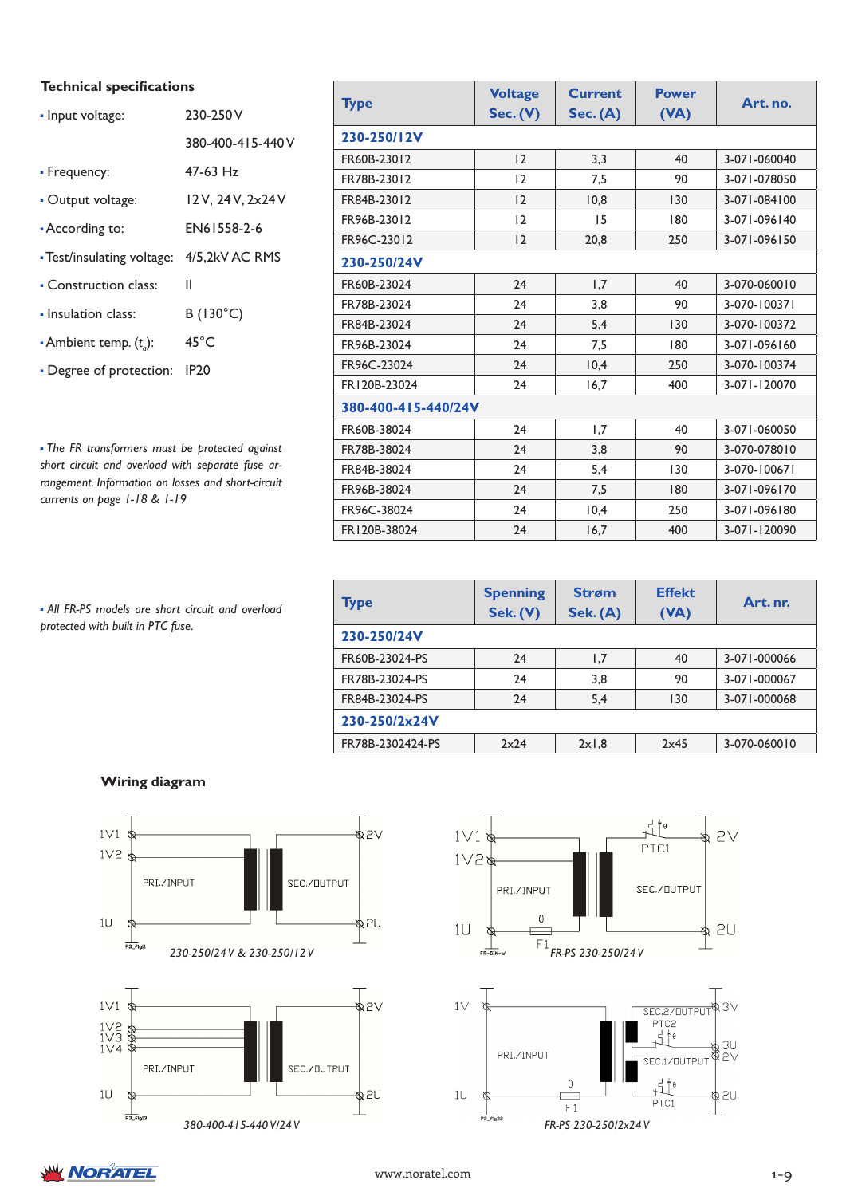## Technical specifications

- Input voltage: 230-250 V
  380-400-415-440 V
- Frequency: 47-63 Hz
- Output voltage: 12 V, 24 V, 2x24 V
- According to: EN61558-2-6
- Test/insulating voltage: 4/5,2kV AC RMS
- Construction class: II
- Insulation class: B (130°C)
- Ambient temp. ($t_a$): 45°C
- Degree of protection: IP20

- *The FR transformers must be protected against short circuit and overload with separate fuse arrangement. Information on losses and short-circuit currents on page 1-18 & 1-19*

| Type | Voltage Sec. (V) | Current Sec. (A) | Power (VA) | Art. no. |
|---|---|---|---|---|
| **230-250/12V** | | | | |
| FR60B-23012 | 12 | 3,3 | 40 | 3-071-060040 |
| FR78B-23012 | 12 | 7,5 | 90 | 3-071-078050 |
| FR84B-23012 | 12 | 10,8 | 130 | 3-071-084100 |
| FR96B-23012 | 12 | 15 | 180 | 3-071-096140 |
| FR96C-23012 | 12 | 20,8 | 250 | 3-071-096150 |
| **230-250/24V** | | | | |
| FR60B-23024 | 24 | 1,7 | 40 | 3-070-060010 |
| FR78B-23024 | 24 | 3,8 | 90 | 3-070-100371 |
| FR84B-23024 | 24 | 5,4 | 130 | 3-070-100372 |
| FR96B-23024 | 24 | 7,5 | 180 | 3-071-096160 |
| FR96C-23024 | 24 | 10,4 | 250 | 3-070-100374 |
| FR120B-23024 | 24 | 16,7 | 400 | 3-071-120070 |
| **380-400-415-440/24V** | | | | |
| FR60B-38024 | 24 | 1,7 | 40 | 3-071-060050 |
| FR78B-38024 | 24 | 3,8 | 90 | 3-070-078010 |
| FR84B-38024 | 24 | 5,4 | 130 | 3-070-100671 |
| FR96B-38024 | 24 | 7,5 | 180 | 3-071-096170 |
| FR96C-38024 | 24 | 10,4 | 250 | 3-071-096180 |
| FR120B-38024 | 24 | 16,7 | 400 | 3-071-120090 |

- *All FR-PS models are short circuit and overload protected with built in PTC fuse.*

| Type | Spenning Sek. (V) | Strøm Sek. (A) | Effekt (VA) | Art. nr. |
|---|---|---|---|---|
| **230-250/24V** | | | | |
| FR60B-23024-PS | 24 | 1,7 | 40 | 3-071-000066 |
| FR78B-23024-PS | 24 | 3,8 | 90 | 3-071-000067 |
| FR84B-23024-PS | 24 | 5,4 | 130 | 3-071-000068 |
| **230-250/2x24V** | | | | |
| FR78B-2302424-PS | 2x24 | 2x1,8 | 2x45 | 3-070-060010 |

## Wiring diagram

1V1
1V2
PRI./INPUT
SEC./OUTPUT
1U
2V
2U

*230-250/24 V & 230-250/12 V*

1V1
1V2
PRI./INPUT
PTC1
SEC./OUTPUT
1U
F1
2V
2U

*FR-PS 230-250/24 V*

1V1
1V2
1V3
1V4
PRI./INPUT
SEC./OUTPUT
1U
2V
2U

*380-400-415-440 V/24 V*

1V
PRI./INPUT
SEC.2/OUTPUT
PTC2
SEC.1/OUTPUT
PTC1
1U
F1
3V
3U
2V
2U

*FR-PS 230-250/2x24 V*

www.noratel.com